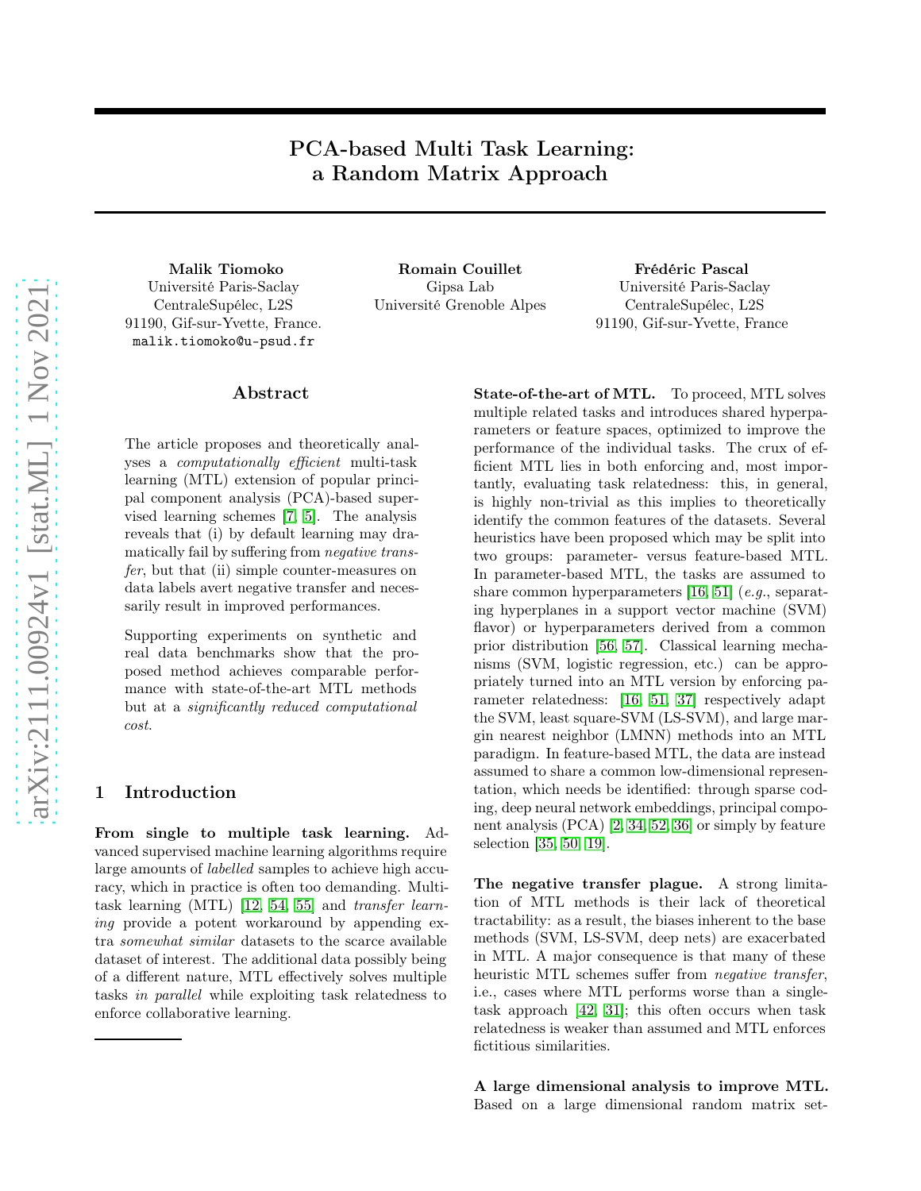# PCA-based Multi Task Learning: a Random Matrix Approach

**Malik Tiomoko**
Université Paris-Saclay
CentraleSupélec, L2S
91190, Gif-sur-Yvette, France.
malik.tiomoko@u-psud.fr

**Romain Couillet**
Gipsa Lab
Université Grenoble Alpes

**Frédéric Pascal**
Université Paris-Saclay
CentraleSupélec, L2S
91190, Gif-sur-Yvette, France

## Abstract

The article proposes and theoretically analyses a *computationally efficient* multi-task learning (MTL) extension of popular principal component analysis (PCA)-based supervised learning schemes [7, 5]. The analysis reveals that (i) by default learning may dramatically fail by suffering from *negative transfer*, but that (ii) simple counter-measures on data labels avert negative transfer and necessarily result in improved performances.

Supporting experiments on synthetic and real data benchmarks show that the proposed method achieves comparable performance with state-of-the-art MTL methods but at a *significantly reduced computational cost*.

## 1 Introduction

**From single to multiple task learning.** Advanced supervised machine learning algorithms require large amounts of *labelled* samples to achieve high accuracy, which in practice is often too demanding. Multi-task learning (MTL) [12, 54, 55] and *transfer learning* provide a potent workaround by appending extra *somewhat similar* datasets to the scarce available dataset of interest. The additional data possibly being of a different nature, MTL effectively solves multiple tasks *in parallel* while exploiting task relatedness to enforce collaborative learning.

**State-of-the-art of MTL.** To proceed, MTL solves multiple related tasks and introduces shared hyperparameters or feature spaces, optimized to improve the performance of the individual tasks. The crux of efficient MTL lies in both enforcing and, most importantly, evaluating task relatedness: this, in general, is highly non-trivial as this implies to theoretically identify the common features of the datasets. Several heuristics have been proposed which may be split into two groups: parameter- versus feature-based MTL. In parameter-based MTL, the tasks are assumed to share common hyperparameters [16, 51] (*e.g.*, separating hyperplanes in a support vector machine (SVM) flavor) or hyperparameters derived from a common prior distribution [56, 57]. Classical learning mechanisms (SVM, logistic regression, etc.) can be appropriately turned into an MTL version by enforcing parameter relatedness: [16, 51, 37] respectively adapt the SVM, least square-SVM (LS-SVM), and large margin nearest neighbor (LMNN) methods into an MTL paradigm. In feature-based MTL, the data are instead assumed to share a common low-dimensional representation, which needs be identified: through sparse coding, deep neural network embeddings, principal component analysis (PCA) [2, 34, 52, 36] or simply by feature selection [35, 50, 19].

**The negative transfer plague.** A strong limitation of MTL methods is their lack of theoretical tractability: as a result, the biases inherent to the base methods (SVM, LS-SVM, deep nets) are exacerbated in MTL. A major consequence is that many of these heuristic MTL schemes suffer from *negative transfer*, i.e., cases where MTL performs worse than a single-task approach [42, 31]; this often occurs when task relatedness is weaker than assumed and MTL enforces fictitious similarities.

**A large dimensional analysis to improve MTL.** Based on a large dimensional random matrix set-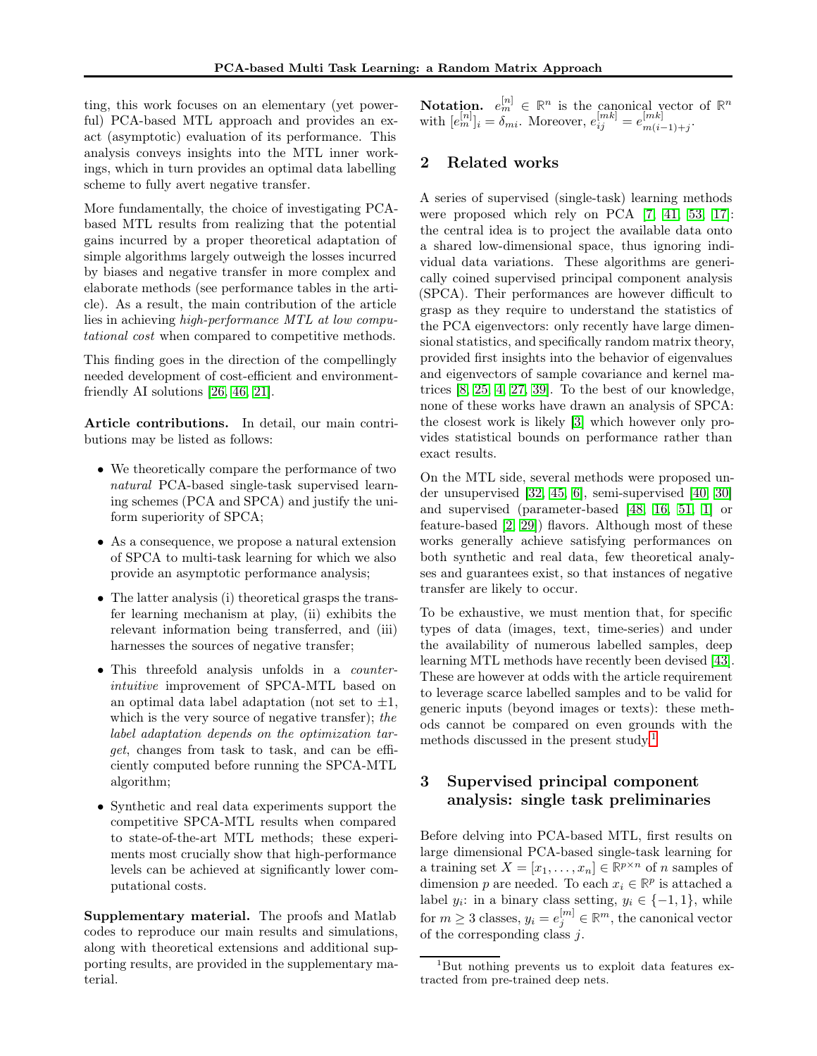ting, this work focuses on an elementary (yet powerful) PCA-based MTL approach and provides an exact (asymptotic) evaluation of its performance. This analysis conveys insights into the MTL inner workings, which in turn provides an optimal data labelling scheme to fully avert negative transfer.

More fundamentally, the choice of investigating PCA-based MTL results from realizing that the potential gains incurred by a proper theoretical adaptation of simple algorithms largely outweigh the losses incurred by biases and negative transfer in more complex and elaborate methods (see performance tables in the article). As a result, the main contribution of the article lies in achieving *high-performance MTL at low computational cost* when compared to competitive methods.

This finding goes in the direction of the compellingly needed development of cost-efficient and environment-friendly AI solutions [26, 46, 21].

**Article contributions.** In detail, our main contributions may be listed as follows:

- We theoretically compare the performance of two *natural* PCA-based single-task supervised learning schemes (PCA and SPCA) and justify the uniform superiority of SPCA;
- As a consequence, we propose a natural extension of SPCA to multi-task learning for which we also provide an asymptotic performance analysis;
- The latter analysis (i) theoretical grasps the transfer learning mechanism at play, (ii) exhibits the relevant information being transferred, and (iii) harnesses the sources of negative transfer;
- This threefold analysis unfolds in a *counter-intuitive* improvement of SPCA-MTL based on an optimal data label adaptation (not set to $\pm 1$, which is the very source of negative transfer); *the label adaptation depends on the optimization target*, changes from task to task, and can be efficiently computed before running the SPCA-MTL algorithm;
- Synthetic and real data experiments support the competitive SPCA-MTL results when compared to state-of-the-art MTL methods; these experiments most crucially show that high-performance levels can be achieved at significantly lower computational costs.

**Supplementary material.** The proofs and Matlab codes to reproduce our main results and simulations, along with theoretical extensions and additional supporting results, are provided in the supplementary material.

**Notation.** $e_m^{[n]} \in \mathbb{R}^n$ is the canonical vector of $\mathbb{R}^n$ with $[e_m^{[n]}]_i = \delta_{mi}$. Moreover, $e_{ij}^{[mk]} = e_{m(i-1)+j}^{[mk]}$.

## 2 Related works

A series of supervised (single-task) learning methods were proposed which rely on PCA [7, 41, 53, 17]: the central idea is to project the available data onto a shared low-dimensional space, thus ignoring individual data variations. These algorithms are generically coined supervised principal component analysis (SPCA). Their performances are however difficult to grasp as they require to understand the statistics of the PCA eigenvectors: only recently have large dimensional statistics, and specifically random matrix theory, provided first insights into the behavior of eigenvalues and eigenvectors of sample covariance and kernel matrices [8, 25, 4, 27, 39]. To the best of our knowledge, none of these works have drawn an analysis of SPCA: the closest work is likely [3] which however only provides statistical bounds on performance rather than exact results.

On the MTL side, several methods were proposed under unsupervised [32, 45, 6], semi-supervised [40, 30] and supervised (parameter-based [48, 16, 51, 1] or feature-based [2, 29]) flavors. Although most of these works generally achieve satisfying performances on both synthetic and real data, few theoretical analyses and guarantees exist, so that instances of negative transfer are likely to occur.

To be exhaustive, we must mention that, for specific types of data (images, text, time-series) and under the availability of numerous labelled samples, deep learning MTL methods have recently been devised [43]. These are however at odds with the article requirement to leverage scarce labelled samples and to be valid for generic inputs (beyond images or texts): these methods cannot be compared on even grounds with the methods discussed in the present study.[1]

## 3 Supervised principal component analysis: single task preliminaries

Before delving into PCA-based MTL, first results on large dimensional PCA-based single-task learning for a training set $X = [x_1, \ldots, x_n] \in \mathbb{R}^{p \times n}$ of $n$ samples of dimension $p$ are needed. To each $x_i \in \mathbb{R}^p$ is attached a label $y_i$: in a binary class setting, $y_i \in \{-1, 1\}$, while for $m \geq 3$ classes, $y_i = e_j^{[m]} \in \mathbb{R}^m$, the canonical vector of the corresponding class $j$.

[1] But nothing prevents us to exploit data features extracted from pre-trained deep nets.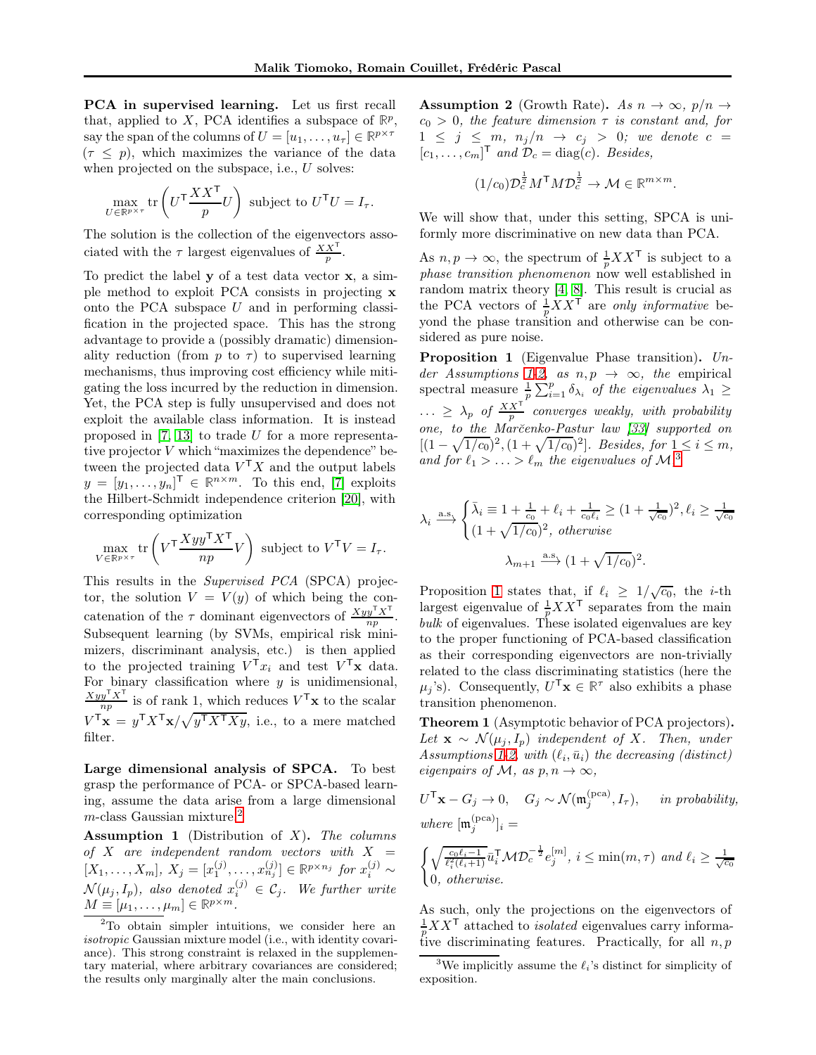**PCA in supervised learning.** Let us first recall that, applied to $X$, PCA identifies a subspace of $\mathbb{R}^p$, say the span of the columns of $U = [u_1, \ldots, u_\tau] \in \mathbb{R}^{p\times\tau}$ ($\tau \leq p$), which maximizes the variance of the data when projected on the subspace, i.e., $U$ solves:

$$\max_{U\in\mathbb{R}^{p\times\tau}} \operatorname{tr}\left(U^\mathsf{T}\frac{XX^\mathsf{T}}{p}U\right) \text{ subject to } U^\mathsf{T}U = I_\tau.$$

The solution is the collection of the eigenvectors associated with the $\tau$ largest eigenvalues of $\frac{XX^\mathsf{T}}{p}$.

To predict the label $\mathbf{y}$ of a test data vector $\mathbf{x}$, a simple method to exploit PCA consists in projecting $\mathbf{x}$ onto the PCA subspace $U$ and in performing classification in the projected space. This has the strong advantage to provide a (possibly dramatic) dimensionality reduction (from $p$ to $\tau$) to supervised learning mechanisms, thus improving cost efficiency while mitigating the loss incurred by the reduction in dimension. Yet, the PCA step is fully unsupervised and does not exploit the available class information. It is instead proposed in [7, 13] to trade $U$ for a more representative projector $V$ which "maximizes the dependence" between the projected data $V^\mathsf{T}X$ and the output labels $y = [y_1, \ldots, y_n]^\mathsf{T} \in \mathbb{R}^{n\times m}$. To this end, [7] exploits the Hilbert-Schmidt independence criterion [20], with corresponding optimization

$$\max_{V\in\mathbb{R}^{p\times\tau}} \operatorname{tr}\left(V^\mathsf{T}\frac{Xyy^\mathsf{T}X^\mathsf{T}}{np}V\right) \text{ subject to } V^\mathsf{T}V = I_\tau.$$

This results in the *Supervised PCA* (SPCA) projector, the solution $V = V(y)$ of which being the concatenation of the $\tau$ dominant eigenvectors of $\frac{Xyy^\mathsf{T}X^\mathsf{T}}{np}$. Subsequent learning (by SVMs, empirical risk minimizers, discriminant analysis, etc.) is then applied to the projected training $V^\mathsf{T}x_i$ and test $V^\mathsf{T}\mathbf{x}$ data. For binary classification where $y$ is unidimensional, $\frac{Xyy^\mathsf{T}X^\mathsf{T}}{np}$ is of rank 1, which reduces $V^\mathsf{T}\mathbf{x}$ to the scalar $V^\mathsf{T}\mathbf{x} = y^\mathsf{T}X^\mathsf{T}\mathbf{x}/\sqrt{y^\mathsf{T}X^\mathsf{T}Xy}$, i.e., to a mere matched filter.

**Large dimensional analysis of SPCA.** To best grasp the performance of PCA- or SPCA-based learning, assume the data arise from a large dimensional $m$-class Gaussian mixture.[2]

**Assumption 1** (Distribution of $X$)**.** *The columns of $X$ are independent random vectors with $X = [X_1, \ldots, X_m]$, $X_j = [x_1^{(j)}, \ldots, x_{n_j}^{(j)}] \in \mathbb{R}^{p\times n_j}$ for $x_i^{(j)} \sim \mathcal{N}(\mu_j, I_p)$, also denoted $x_i^{(j)} \in \mathcal{C}_j$. We further write $M \equiv [\mu_1, \ldots, \mu_m] \in \mathbb{R}^{p\times m}$.*

[2] To obtain simpler intuitions, we consider here an *isotropic* Gaussian mixture model (i.e., with identity covariance). This strong constraint is relaxed in the supplementary material, where arbitrary covariances are considered; the results only marginally alter the main conclusions.

**Assumption 2** (Growth Rate)**.** *As $n \to \infty$, $p/n \to c_0 > 0$, the feature dimension $\tau$ is constant and, for $1 \leq j \leq m$, $n_j/n \to c_j > 0$; we denote $c = [c_1, \ldots, c_m]^\mathsf{T}$ and $\mathcal{D}_c = \operatorname{diag}(c)$. Besides,*

$$(1/c_0)\mathcal{D}_c^{\frac{1}{2}}M^\mathsf{T}M\mathcal{D}_c^{\frac{1}{2}} \to \mathcal{M} \in \mathbb{R}^{m\times m}.$$

We will show that, under this setting, SPCA is uniformly more discriminative on new data than PCA.

As $n, p \to \infty$, the spectrum of $\frac{1}{p}XX^\mathsf{T}$ is subject to a *phase transition phenomenon* now well established in random matrix theory [4, 8]. This result is crucial as the PCA vectors of $\frac{1}{p}XX^\mathsf{T}$ are *only informative* beyond the phase transition and otherwise can be considered as pure noise.

**Proposition 1** (Eigenvalue Phase transition)**.** *Under Assumptions 1-2, as $n, p \to \infty$, the empirical spectral measure $\frac{1}{p}\sum_{i=1}^p \delta_{\lambda_i}$ of the eigenvalues $\lambda_1 \geq \ldots \geq \lambda_p$ of $\frac{XX^\mathsf{T}}{p}$ converges weakly, with probability one, to the Marčenko-Pastur law [33] supported on $[(1-\sqrt{1/c_0})^2, (1+\sqrt{1/c_0})^2]$. Besides, for $1 \leq i \leq m$, and for $\ell_1 > \ldots > \ell_m$ the eigenvalues of $\mathcal{M}$,*[3]

$$\lambda_i \xrightarrow{\text{a.s.}} \begin{cases} \bar{\lambda}_i \equiv 1 + \frac{1}{c_0} + \ell_i + \frac{1}{c_0\ell_i} \geq (1+\frac{1}{\sqrt{c_0}})^2, \ell_i \geq \frac{1}{\sqrt{c_0}} \\ (1+\sqrt{1/c_0})^2, \text{ otherwise} \end{cases}$$

$$\lambda_{m+1} \xrightarrow{\text{a.s.}} (1+\sqrt{1/c_0})^2.$$

Proposition 1 states that, if $\ell_i \geq 1/\sqrt{c_0}$, the $i$-th largest eigenvalue of $\frac{1}{p}XX^\mathsf{T}$ separates from the main *bulk* of eigenvalues. These isolated eigenvalues are key to the proper functioning of PCA-based classification as their corresponding eigenvectors are non-trivially related to the class discriminating statistics (here the $\mu_j$'s). Consequently, $U^\mathsf{T}\mathbf{x} \in \mathbb{R}^\tau$ also exhibits a phase transition phenomenon.

**Theorem 1** (Asymptotic behavior of PCA projectors)**.** *Let $\mathbf{x} \sim \mathcal{N}(\mu_j, I_p)$ independent of $X$. Then, under Assumptions 1-2, with $(\ell_i, \bar{u}_i)$ the decreasing (distinct) eigenpairs of $\mathcal{M}$, as $p, n \to \infty$,*

$$U^\mathsf{T}\mathbf{x} - G_j \to 0, \quad G_j \sim \mathcal{N}(\mathfrak{m}_j^{(\text{pca})}, I_\tau), \quad \text{in probability,}$$

*where* $[\mathfrak{m}_j^{(\text{pca})}]_i =$

$$\begin{cases} \sqrt{\frac{c_0\ell_i - 1}{\ell_i^2(\ell_i+1)}}\bar{u}_i^\mathsf{T}\mathcal{M}\mathcal{D}_c^{-\frac{1}{2}}e_j^{[m]}, \ i \leq \min(m,\tau) \text{ and } \ell_i \geq \frac{1}{\sqrt{c_0}} \\ 0, \text{ otherwise.} \end{cases}$$

As such, only the projections on the eigenvectors of $\frac{1}{p}XX^\mathsf{T}$ attached to *isolated* eigenvalues carry informative discriminating features. Practically, for all $n, p$

[3] We implicitly assume the $\ell_i$'s distinct for simplicity of exposition.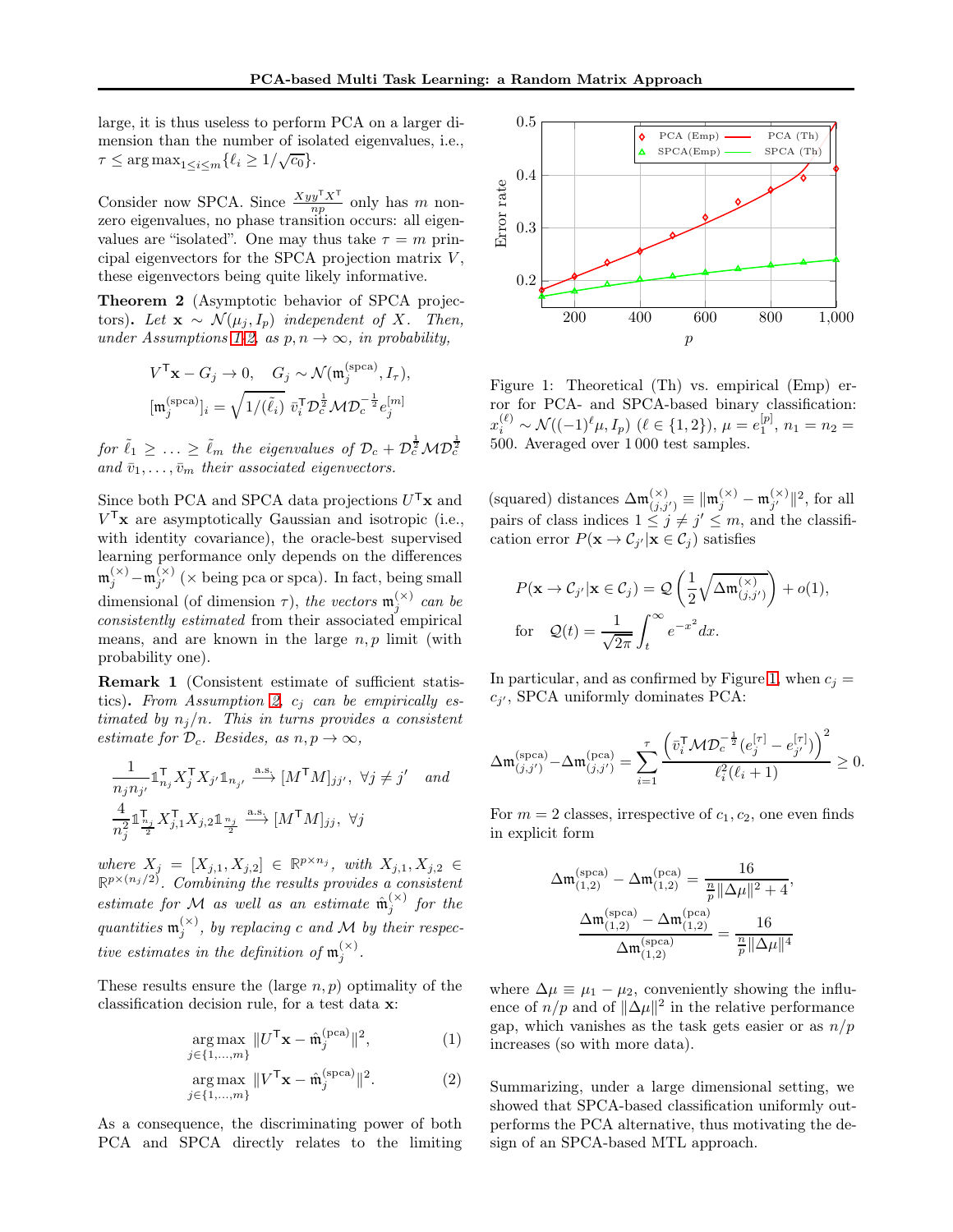large, it is thus useless to perform PCA on a larger dimension than the number of isolated eigenvalues, i.e., $\tau \leq \arg\max_{1\leq i\leq m}\{\ell_i \geq 1/\sqrt{c_0}\}$.

Consider now SPCA. Since $\frac{Xyy^\mathsf{T}X^\mathsf{T}}{np}$ only has $m$ non-zero eigenvalues, no phase transition occurs: all eigenvalues are "isolated". One may thus take $\tau = m$ principal eigenvectors for the SPCA projection matrix $V$, these eigenvectors being quite likely informative.

**Theorem 2** (Asymptotic behavior of SPCA projectors). *Let $\mathbf{x} \sim \mathcal{N}(\mu_j, I_p)$ independent of $X$. Then, under Assumptions 1-2, as $p, n \to \infty$, in probability,*

$$V^\mathsf{T}\mathbf{x} - G_j \to 0, \quad G_j \sim \mathcal{N}(\mathfrak{m}_j^{(\mathrm{spca})}, I_\tau),$$
$$[\mathfrak{m}_j^{(\mathrm{spca})}]_i = \sqrt{1/(\tilde{\ell}_i)}\ \bar{v}_i^\mathsf{T}\mathcal{D}_c^{\frac{1}{2}}\mathcal{M}\mathcal{D}_c^{-\frac{1}{2}}e_j^{[m]}$$

*for $\tilde{\ell}_1 \geq \ldots \geq \tilde{\ell}_m$ the eigenvalues of $\mathcal{D}_c + \mathcal{D}_c^{\frac{1}{2}}\mathcal{M}\mathcal{D}_c^{\frac{1}{2}}$ and $\bar{v}_1, \ldots, \bar{v}_m$ their associated eigenvectors.*

Since both PCA and SPCA data projections $U^\mathsf{T}\mathbf{x}$ and $V^\mathsf{T}\mathbf{x}$ are asymptotically Gaussian and isotropic (i.e., with identity covariance), the oracle-best supervised learning performance only depends on the differences $\mathfrak{m}_j^{(\times)} - \mathfrak{m}_{j'}^{(\times)}$ ($\times$ being pca or spca). In fact, being small dimensional (of dimension $\tau$), *the vectors $\mathfrak{m}_j^{(\times)}$ can be consistently estimated* from their associated empirical means, and are known in the large $n, p$ limit (with probability one).

**Remark 1** (Consistent estimate of sufficient statistics). *From Assumption 2, $c_j$ can be empirically estimated by $n_j/n$. This in turns provides a consistent estimate for $\mathcal{D}_c$. Besides, as $n, p \to \infty$,*

$$\frac{1}{n_j n_{j'}}\mathbb{1}_{n_j}^\mathsf{T}X_j^\mathsf{T}X_{j'}\mathbb{1}_{n_{j'}} \xrightarrow{\text{a.s.}} [M^\mathsf{T}M]_{jj'}, \ \forall j \neq j' \quad \textit{and}$$
$$\frac{4}{n_j^2}\mathbb{1}_{\frac{n_j}{2}}^\mathsf{T}X_{j,1}^\mathsf{T}X_{j,2}\mathbb{1}_{\frac{n_j}{2}} \xrightarrow{\text{a.s.}} [M^\mathsf{T}M]_{jj}, \ \forall j$$

*where $X_j = [X_{j,1}, X_{j,2}] \in \mathbb{R}^{p\times n_j}$, with $X_{j,1}, X_{j,2} \in \mathbb{R}^{p\times(n_j/2)}$. Combining the results provides a consistent estimate for $\mathcal{M}$ as well as an estimate $\hat{\mathfrak{m}}_j^{(\times)}$ for the quantities $\mathfrak{m}_j^{(\times)}$, by replacing $c$ and $\mathcal{M}$ by their respective estimates in the definition of $\mathfrak{m}_j^{(\times)}$.*

These results ensure the (large $n, p$) optimality of the classification decision rule, for a test data $\mathbf{x}$:

$$\underset{j\in\{1,\ldots,m\}}{\arg\max}\ \|U^\mathsf{T}\mathbf{x} - \hat{\mathfrak{m}}_j^{(\mathrm{pca})}\|^2, \tag{1}$$
$$\underset{j\in\{1,\ldots,m\}}{\arg\max}\ \|V^\mathsf{T}\mathbf{x} - \hat{\mathfrak{m}}_j^{(\mathrm{spca})}\|^2. \tag{2}$$

As a consequence, the discriminating power of both PCA and SPCA directly relates to the limiting (squared) distances $\Delta\mathfrak{m}_{(j,j')}^{(\times)} \equiv \|\mathfrak{m}_j^{(\times)} - \mathfrak{m}_{j'}^{(\times)}\|^2$, for all pairs of class indices $1 \leq j \neq j' \leq m$, and the classification error $P(\mathbf{x} \to \mathcal{C}_{j'}|\mathbf{x} \in \mathcal{C}_j)$ satisfies

$$P(\mathbf{x} \to \mathcal{C}_{j'}|\mathbf{x} \in \mathcal{C}_j) = \mathcal{Q}\left(\frac{1}{2}\sqrt{\Delta\mathfrak{m}_{(j,j')}^{(\times)}}\right) + o(1),$$
$$\text{for} \quad \mathcal{Q}(t) = \frac{1}{\sqrt{2\pi}}\int_t^\infty e^{-x^2}dx.$$

Figure 1: Theoretical (Th) vs. empirical (Emp) error for PCA- and SPCA-based binary classification: $x_i^{(\ell)} \sim \mathcal{N}((-1)^\ell\mu, I_p)$ ($\ell \in \{1, 2\}$), $\mu = e_1^{[p]}$, $n_1 = n_2 = 500$. Averaged over 1 000 test samples.

In particular, and as confirmed by Figure 1, when $c_j = c_{j'}$, SPCA uniformly dominates PCA:

$$\Delta\mathfrak{m}_{(j,j')}^{(\mathrm{spca})} - \Delta\mathfrak{m}_{(j,j')}^{(\mathrm{pca})} = \sum_{i=1}^{\tau}\frac{\left(\bar{v}_i^\mathsf{T}\mathcal{M}\mathcal{D}_c^{-\frac{1}{2}}(e_j^{[\tau]} - e_{j'}^{[\tau]})\right)^2}{\ell_i^2(\ell_i + 1)} \geq 0.$$

For $m = 2$ classes, irrespective of $c_1, c_2$, one even finds in explicit form

$$\Delta\mathfrak{m}_{(1,2)}^{(\mathrm{spca})} - \Delta\mathfrak{m}_{(1,2)}^{(\mathrm{pca})} = \frac{16}{\frac{n}{p}\|\Delta\mu\|^2 + 4},$$
$$\frac{\Delta\mathfrak{m}_{(1,2)}^{(\mathrm{spca})} - \Delta\mathfrak{m}_{(1,2)}^{(\mathrm{pca})}}{\Delta\mathfrak{m}_{(1,2)}^{(\mathrm{spca})}} = \frac{16}{\frac{n}{p}\|\Delta\mu\|^4}$$

where $\Delta\mu \equiv \mu_1 - \mu_2$, conveniently showing the influence of $n/p$ and of $\|\Delta\mu\|^2$ in the relative performance gap, which vanishes as the task gets easier or as $n/p$ increases (so with more data).

Summarizing, under a large dimensional setting, we showed that SPCA-based classification uniformly outperforms the PCA alternative, thus motivating the design of an SPCA-based MTL approach.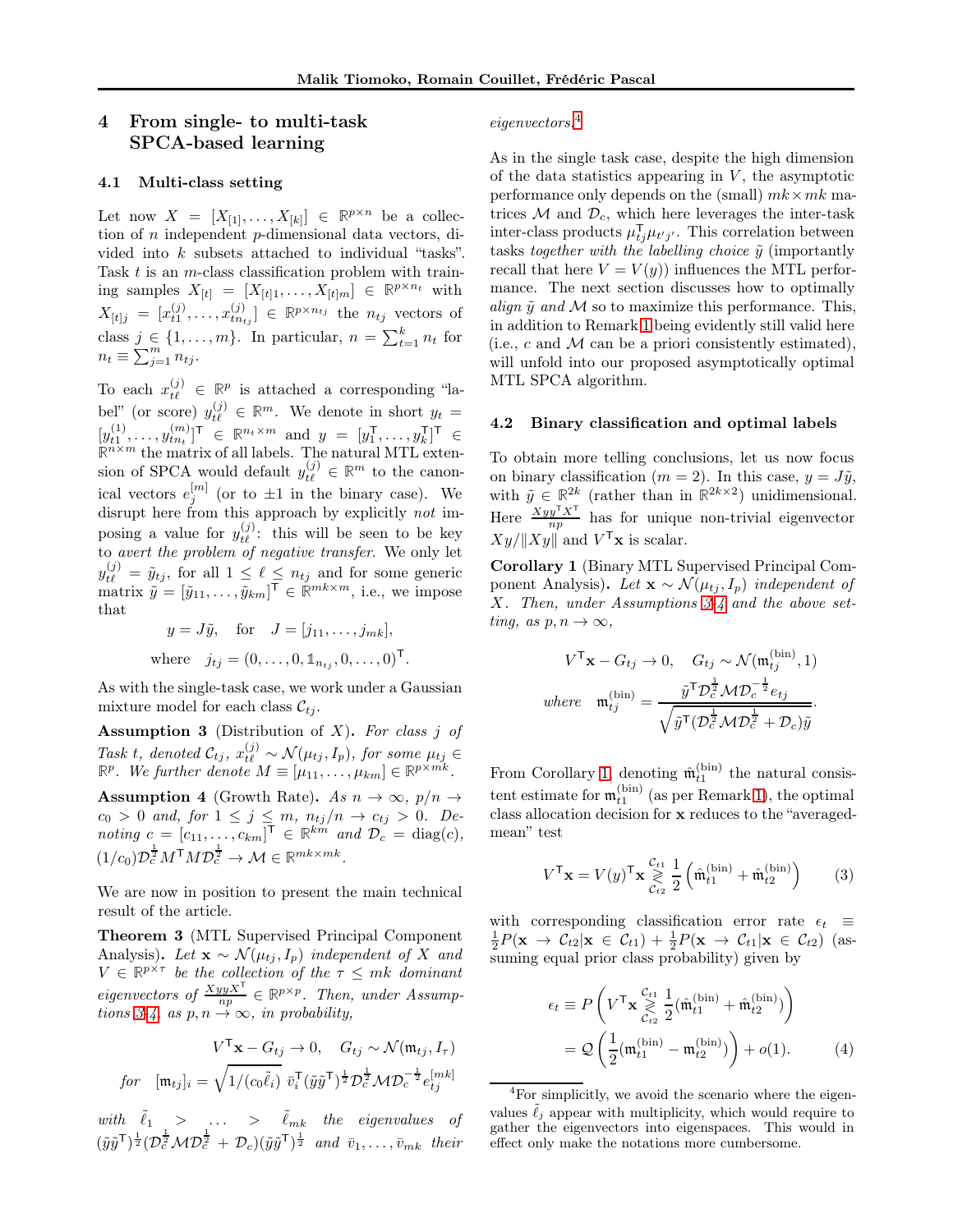## 4 From single- to multi-task SPCA-based learning

### 4.1 Multi-class setting

Let now $X = [X_{[1]}, \dots, X_{[k]}] \in \mathbb{R}^{p\times n}$ be a collection of $n$ independent $p$-dimensional data vectors, divided into $k$ subsets attached to individual "tasks". Task $t$ is an $m$-class classification problem with training samples $X_{[t]} = [X_{[t]1}, \dots, X_{[t]m}] \in \mathbb{R}^{p\times n_t}$ with $X_{[t]j} = [x_{t1}^{(j)}, \dots, x_{tn_{tj}}^{(j)}] \in \mathbb{R}^{p\times n_{tj}}$ the $n_{tj}$ vectors of class $j \in \{1, \dots, m\}$. In particular, $n = \sum_{t=1}^k n_t$ for $n_t \equiv \sum_{j=1}^m n_{tj}$.

To each $x_{t\ell}^{(j)} \in \mathbb{R}^p$ is attached a corresponding "label" (or score) $y_{t\ell}^{(j)} \in \mathbb{R}^m$. We denote in short $y_t = [y_{t1}^{(1)}, \dots, y_{tn_m}^{(m)}]^\mathsf{T} \in \mathbb{R}^{n_t\times m}$ and $y = [y_1^\mathsf{T}, \dots, y_k^\mathsf{T}]^\mathsf{T} \in \mathbb{R}^{n\times m}$ the matrix of all labels. The natural MTL extension of SPCA would default $y_{t\ell}^{(j)} \in \mathbb{R}^m$ to the canonical vectors $e_j^{[m]}$ (or to $\pm 1$ in the binary case). We disrupt here from this approach by explicitly *not* imposing a value for $y_{t\ell}^{(j)}$: this will be seen to be key to *avert the problem of negative transfer*. We only let $y_{t\ell}^{(j)} = \tilde{y}_{tj}$, for all $1 \le \ell \le n_{tj}$ and for some generic matrix $\tilde{y} = [\tilde{y}_{11}, \dots, \tilde{y}_{km}]^\mathsf{T} \in \mathbb{R}^{mk\times m}$, i.e., we impose that

$$y = J\tilde{y}, \quad \text{for} \quad J = [j_{11}, \dots, j_{mk}],$$
$$\text{where} \quad j_{tj} = (0, \dots, 0, \mathbb{1}_{n_{tj}}, 0, \dots, 0)^\mathsf{T}.$$

As with the single-task case, we work under a Gaussian mixture model for each class $\mathcal{C}_{tj}$.

**Assumption 3** (Distribution of $X$)**.** *For class $j$ of Task $t$, denoted $\mathcal{C}_{tj}$, $x_{t\ell}^{(j)} \sim \mathcal{N}(\mu_{tj}, I_p)$, for some $\mu_{tj} \in \mathbb{R}^p$. We further denote $M \equiv [\mu_{11}, \dots, \mu_{km}] \in \mathbb{R}^{p\times mk}$.*

**Assumption 4** (Growth Rate)**.** *As $n \to \infty$, $p/n \to c_0 > 0$ and, for $1 \le j \le m$, $n_{tj}/n \to c_{tj} > 0$. Denoting $c = [c_{11}, \dots, c_{km}]^\mathsf{T} \in \mathbb{R}^{km}$ and $\mathcal{D}_c = \operatorname{diag}(c)$, $(1/c_0)\mathcal{D}_c^{\frac{1}{2}} M^\mathsf{T} M \mathcal{D}_c^{\frac{1}{2}} \to \mathcal{M} \in \mathbb{R}^{mk\times mk}$.*

We are now in position to present the main technical result of the article.

**Theorem 3** (MTL Supervised Principal Component Analysis)**.** *Let $\mathbf{x} \sim \mathcal{N}(\mu_{tj}, I_p)$ independent of $X$ and $V \in \mathbb{R}^{p\times\tau}$ be the collection of the $\tau \le mk$ dominant eigenvectors of $\frac{Xyy^\mathsf{T}X^\mathsf{T}}{np} \in \mathbb{R}^{p\times p}$. Then, under Assumptions 3-4, as $p, n \to \infty$, in probability,*

$$V^\mathsf{T}\mathbf{x} - G_{tj} \to 0, \quad G_{tj} \sim \mathcal{N}(\mathfrak{m}_{tj}, I_\tau)$$
$$\text{for} \quad [\mathfrak{m}_{tj}]_i = \sqrt{1/(c_0\tilde{\ell}_i)}\ \bar{v}_i^\mathsf{T}(\tilde{y}\tilde{y}^\mathsf{T})^{\frac{1}{2}}\mathcal{D}_c^{\frac{1}{2}}\mathcal{M}\mathcal{D}_c^{-\frac{1}{2}}e_{tj}^{[mk]}$$

*with $\tilde{\ell}_1 > \dots > \tilde{\ell}_{mk}$ the eigenvalues of $(\tilde{y}\tilde{y}^\mathsf{T})^{\frac{1}{2}}(\mathcal{D}_c^{\frac{1}{2}}\mathcal{M}\mathcal{D}_c^{\frac{1}{2}} + \mathcal{D}_c)(\tilde{y}\tilde{y}^\mathsf{T})^{\frac{1}{2}}$ and $\bar{v}_1, \dots, \bar{v}_{mk}$ their eigenvectors.*[4]

As in the single task case, despite the high dimension of the data statistics appearing in $V$, the asymptotic performance only depends on the (small) $mk \times mk$ matrices $\mathcal{M}$ and $\mathcal{D}_c$, which here leverages the inter-task inter-class products $\mu_{tj}^\mathsf{T}\mu_{t'j'}$. This correlation between tasks *together with the labelling choice* $\tilde{y}$ (importantly recall that here $V = V(y)$) influences the MTL performance. The next section discusses how to optimally *align* $\tilde{y}$ *and* $\mathcal{M}$ so to maximize this performance. This, in addition to Remark 1 being evidently still valid here (i.e., $c$ and $\mathcal{M}$ can be a priori consistently estimated), will unfold into our proposed asymptotically optimal MTL SPCA algorithm.

### 4.2 Binary classification and optimal labels

To obtain more telling conclusions, let us now focus on binary classification ($m = 2$). In this case, $y = J\tilde{y}$, with $\tilde{y} \in \mathbb{R}^{2k}$ (rather than in $\mathbb{R}^{2k\times 2}$) unidimensional. Here $\frac{Xyy^\mathsf{T}X^\mathsf{T}}{np}$ has for unique non-trivial eigenvector $Xy/\|Xy\|$ and $V^\mathsf{T}\mathbf{x}$ is scalar.

**Corollary 1** (Binary MTL Supervised Principal Component Analysis)**.** *Let $\mathbf{x} \sim \mathcal{N}(\mu_{tj}, I_p)$ independent of $X$. Then, under Assumptions 3-4 and the above setting, as $p, n \to \infty$,*

$$V^\mathsf{T}\mathbf{x} - G_{tj} \to 0, \quad G_{tj} \sim \mathcal{N}(\mathfrak{m}_{tj}^{(\text{bin})}, 1)$$
$$\textit{where} \quad \mathfrak{m}_{tj}^{(\text{bin})} = \frac{\tilde{y}^\mathsf{T}\mathcal{D}_c^{\frac{1}{2}}\mathcal{M}\mathcal{D}_c^{-\frac{1}{2}}e_{tj}}{\sqrt{\tilde{y}^\mathsf{T}(\mathcal{D}_c^{\frac{1}{2}}\mathcal{M}\mathcal{D}_c^{\frac{1}{2}} + \mathcal{D}_c)\tilde{y}}}.$$

From Corollary 1, denoting $\hat{\mathfrak{m}}_{t1}^{(\text{bin})}$ the natural consistent estimate for $\mathfrak{m}_{t1}^{(\text{bin})}$ (as per Remark 1), the optimal class allocation decision for $\mathbf{x}$ reduces to the "averaged-mean" test

$$V^\mathsf{T}\mathbf{x} = V(y)^\mathsf{T}\mathbf{x} \underset{\mathcal{C}_{t2}}{\overset{\mathcal{C}_{t1}}{\gtrless}} \frac{1}{2}\left(\hat{\mathfrak{m}}_{t1}^{(\text{bin})} + \hat{\mathfrak{m}}_{t2}^{(\text{bin})}\right) \tag{3}$$

with corresponding classification error rate $\epsilon_t \equiv \frac{1}{2}P(\mathbf{x} \to \mathcal{C}_{t2}|\mathbf{x} \in \mathcal{C}_{t1}) + \frac{1}{2}P(\mathbf{x} \to \mathcal{C}_{t1}|\mathbf{x} \in \mathcal{C}_{t2})$ (assuming equal prior class probability) given by

$$\begin{aligned}\epsilon_t &\equiv P\left(V^\mathsf{T}\mathbf{x} \underset{\mathcal{C}_{t2}}{\overset{\mathcal{C}_{t1}}{\gtrless}} \frac{1}{2}(\hat{\mathfrak{m}}_{t1}^{(\text{bin})} + \hat{\mathfrak{m}}_{t2}^{(\text{bin})})\right) \\ &= \mathcal{Q}\left(\frac{1}{2}(\mathfrak{m}_{t1}^{(\text{bin})} - \mathfrak{m}_{t2}^{(\text{bin})})\right) + o(1). \end{aligned} \tag{4}$$

[4] For simplicity, we avoid the scenario where the eigenvalues $\tilde{\ell}_j$ appear with multiplicity, which would require to gather the eigenvectors into eigenspaces. This would in effect only make the notations more cumbersome.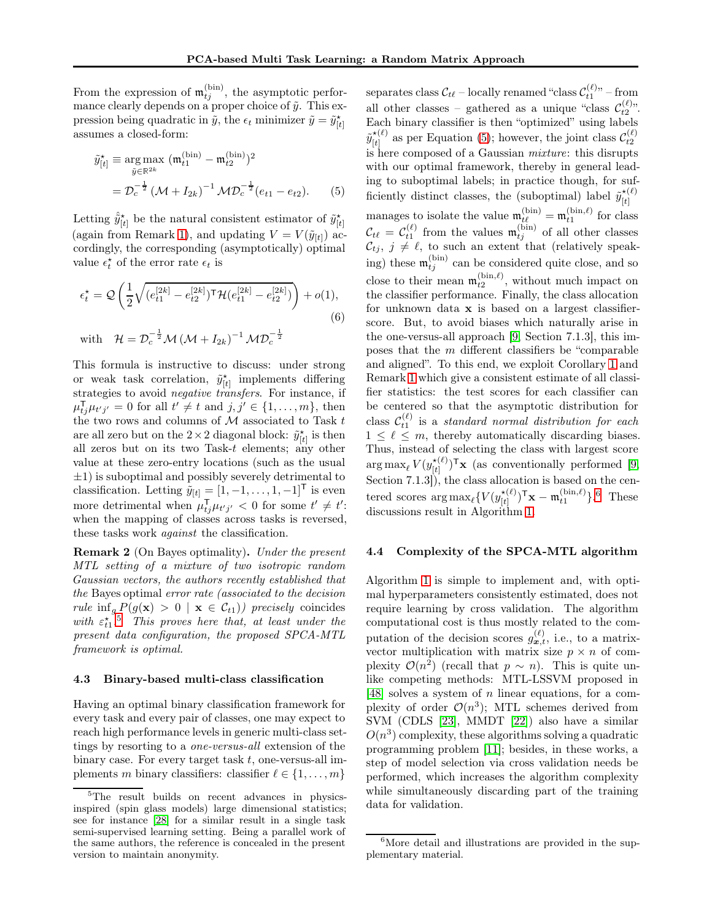From the expression of $\mathfrak{m}_{tj}^{(\mathrm{bin})}$, the asymptotic performance clearly depends on a proper choice of $\tilde{y}$. This expression being quadratic in $\tilde{y}$, the $\epsilon_t$ minimizer $\tilde{y} = \tilde{y}^\star_{[t]}$ assumes a closed-form:

$$\begin{aligned}\tilde{y}^\star_{[t]} &\equiv \underset{\tilde{y}\in\mathbb{R}^{2k}}{\arg\max}\ (\mathfrak{m}_{t1}^{(\mathrm{bin})} - \mathfrak{m}_{t2}^{(\mathrm{bin})})^2 \\ &= \mathcal{D}_c^{-\frac{1}{2}} \left(\mathcal{M} + I_{2k}\right)^{-1} \mathcal{M}\mathcal{D}_c^{-\frac{1}{2}}(e_{t1} - e_{t2}). \qquad (5)\end{aligned}$$

Letting $\hat{\tilde{y}}^\star_{[t]}$ be the natural consistent estimator of $\tilde{y}^\star_{[t]}$ (again from Remark 1), and updating $V = V(\tilde{y}_{[t]})$ accordingly, the corresponding (asymptotically) optimal value $\epsilon^\star_t$ of the error rate $\epsilon_t$ is

$$\epsilon^\star_t = \mathcal{Q}\left(\frac{1}{2}\sqrt{(e_{t1}^{[2k]} - e_{t2}^{[2k]})^\mathsf{T}\mathcal{H}(e_{t1}^{[2k]} - e_{t2}^{[2k]})}\right) + o(1), \qquad (6)$$

$$\text{with} \quad \mathcal{H} = \mathcal{D}_c^{-\frac{1}{2}}\mathcal{M}\left(\mathcal{M} + I_{2k}\right)^{-1}\mathcal{M}\mathcal{D}_c^{-\frac{1}{2}}$$

This formula is instructive to discuss: under strong or weak task correlation, $\tilde{y}^\star_{[t]}$ implements differing strategies to avoid *negative transfers*. For instance, if $\mu_{tj}^\mathsf{T}\mu_{t'j'} = 0$ for all $t' \neq t$ and $j, j' \in \{1, \ldots, m\}$, then the two rows and columns of $\mathcal{M}$ associated to Task $t$ are all zero but on the $2 \times 2$ diagonal block: $\tilde{y}^\star_{[t]}$ is then all zeros but on its two Task-$t$ elements; any other value at these zero-entry locations (such as the usual $\pm 1$) is suboptimal and possibly severely detrimental to classification. Letting $\tilde{y}_{[t]} = [1, -1, \ldots, 1, -1]^\mathsf{T}$ is even more detrimental when $\mu_{tj}^\mathsf{T}\mu_{t'j'} < 0$ for some $t' \neq t'$: when the mapping of classes across tasks is reversed, these tasks work *against* the classification.

**Remark 2** (On Bayes optimality). *Under the present MTL setting of a mixture of two isotropic random Gaussian vectors, the authors recently established that the* Bayes optimal *error rate (associated to the decision rule* $\inf_g P(g(\mathbf{x}) > 0 \mid \mathbf{x} \in \mathcal{C}_{t1})$*)* precisely *coincides with* $\varepsilon^\star_{t1}$.[5] *This proves here that, at least under the present data configuration, the proposed SPCA-MTL framework is optimal.*

### 4.3 Binary-based multi-class classification

Having an optimal binary classification framework for every task and every pair of classes, one may expect to reach high performance levels in generic multi-class settings by resorting to a *one-versus-all* extension of the binary case. For every target task $t$, one-versus-all implements $m$ binary classifiers: classifier $\ell \in \{1, \ldots, m\}$ separates class $\mathcal{C}_{t\ell}$ – locally renamed "class $\mathcal{C}_{t1}^{(\ell)}$" – from all other classes – gathered as a unique "class $\mathcal{C}_{t2}^{(\ell)}$". Each binary classifier is then "optimized" using labels $\tilde{y}^{\star(\ell)}_{[t]}$ as per Equation (5); however, the joint class $\mathcal{C}_{t2}^{(\ell)}$ is here composed of a Gaussian *mixture*: this disrupts with our optimal framework, thereby in general leading to suboptimal labels; in practice though, for sufficiently distinct classes, the (suboptimal) label $\tilde{y}^{\star(\ell)}_{[t]}$ manages to isolate the value $\mathfrak{m}_{t\ell}^{(\mathrm{bin})} = \mathfrak{m}_{t1}^{(\mathrm{bin},\ell)}$ for class $\mathcal{C}_{t\ell} = \mathcal{C}_{t1}^{(\ell)}$ from the values $\mathfrak{m}_{tj}^{(\mathrm{bin})}$ of all other classes $\mathcal{C}_{tj}$, $j \neq \ell$, to such an extent that (relatively speaking) these $\mathfrak{m}_{tj}^{(\mathrm{bin})}$ can be considered quite close, and so close to their mean $\mathfrak{m}_{t2}^{(\mathrm{bin},\ell)}$, without much impact on the classifier performance. Finally, the class allocation for unknown data $\mathbf{x}$ is based on a largest classifier-score. But, to avoid biases which naturally arise in the one-versus-all approach [9, Section 7.1.3], this imposes that the $m$ different classifiers be "comparable and aligned". To this end, we exploit Corollary 1 and Remark 1 which give a consistent estimate of all classifier statistics: the test scores for each classifier can be centered so that the asymptotic distribution for class $\mathcal{C}_{t1}^{(\ell)}$ is a *standard normal distribution for each* $1 \leq \ell \leq m$, thereby automatically discarding biases. Thus, instead of selecting the class with largest score $\arg\max_\ell V(y^{\star(\ell)}_{[t]})^\mathsf{T}\mathbf{x}$ (as conventionally performed [9, Section 7.1.3]), the class allocation is based on the centered scores $\arg\max_\ell\{V(y^{\star(\ell)}_{[t]})^\mathsf{T}\mathbf{x} - \mathfrak{m}_{t1}^{(\mathrm{bin},\ell)}\}$.[6] These discussions result in Algorithm 1.

### 4.4 Complexity of the SPCA-MTL algorithm

Algorithm 1 is simple to implement and, with optimal hyperparameters consistently estimated, does not require learning by cross validation. The algorithm computational cost is thus mostly related to the computation of the decision scores $g_{\mathbf{x},t}^{(\ell)}$, i.e., to a matrix-vector multiplication with matrix size $p \times n$ of complexity $\mathcal{O}(n^2)$ (recall that $p \sim n$). This is quite unlike competing methods: MTL-LSSVM proposed in [48] solves a system of $n$ linear equations, for a complexity of order $\mathcal{O}(n^3)$; MTL schemes derived from SVM (CDLS [23], MMDT [22]) also have a similar $O(n^3)$ complexity, these algorithms solving a quadratic programming problem [11]; besides, in these works, a step of model selection via cross validation needs be performed, which increases the algorithm complexity while simultaneously discarding part of the training data for validation.

---

[5] The result builds on recent advances in physics-inspired (spin glass models) large dimensional statistics; see for instance [28] for a similar result in a single task semi-supervised learning setting. Being a parallel work of the same authors, the reference is concealed in the present version to maintain anonymity.

[6] More detail and illustrations are provided in the supplementary material.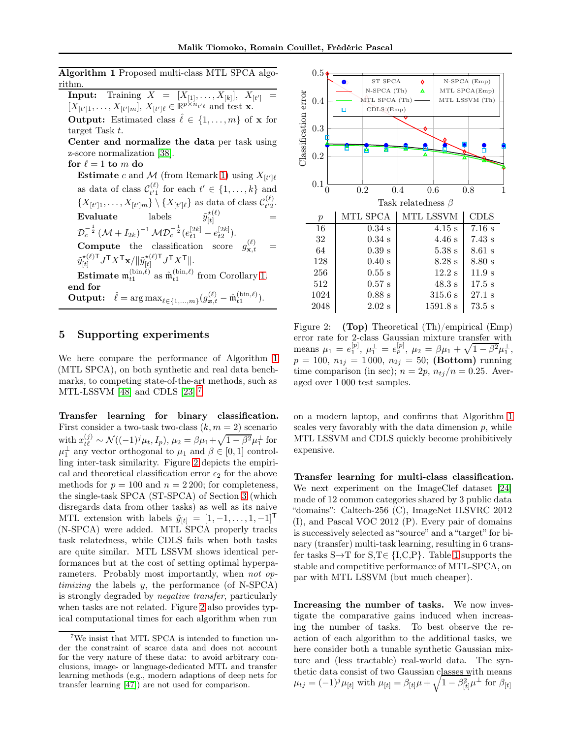**Algorithm 1** Proposed multi-class MTL SPCA algorithm.

**Input:** Training $X = [X_{[1]}, \ldots, X_{[k]}]$, $X_{[t']} = [X_{[t']1}, \ldots, X_{[t']m}]$, $X_{[t']\ell} \in \mathbb{R}^{p \times n_{t'\ell}}$ and test $\mathbf{x}$.
**Output:** Estimated class $\hat{\ell} \in \{1, \ldots, m\}$ of $\mathbf{x}$ for target Task $t$.
**Center and normalize the data** per task using z-score normalization [38].
**for** $\ell = 1$ **to** $m$ **do**
  **Estimate** $c$ and $\mathcal{M}$ (from Remark 1) using $X_{[t']\ell}$ as data of class $\mathcal{C}^{(\ell)}_{t'1}$ for each $t' \in \{1, \ldots, k\}$ and $\{X_{[t']1}, \ldots, X_{[t']m}\} \setminus \{X_{[t']\ell}\}$ as data of class $\mathcal{C}^{(\ell)}_{t'2}$.
  **Evaluate** labels $\tilde{y}^{\star(\ell)}_{[t]} = \mathcal{D}_c^{-\frac{1}{2}} (\mathcal{M} + I_{2k})^{-1} \mathcal{M} \mathcal{D}_c^{-\frac{1}{2}} (e^{[2k]}_{t1} - e^{[2k]}_{t2})$.
  **Compute** the classification score $g^{(\ell)}_{\mathbf{x},t} = \tilde{y}^{\star(\ell)\mathsf{T}}_{[t]} J^\mathsf{T} X^\mathsf{T} \mathbf{x} / \|\tilde{y}^{\star(\ell)\mathsf{T}}_{[t]} J^\mathsf{T} X^\mathsf{T}\|$.
  **Estimate** $\mathfrak{m}^{(\text{bin},\ell)}_{t1}$ as $\hat{\mathfrak{m}}^{(\text{bin},\ell)}_{t1}$ from Corollary 1.
**end for**
**Output:** $\hat{\ell} = \arg\max_{\ell \in \{1,\ldots,m\}} (g^{(\ell)}_{\boldsymbol{x},t} - \hat{\mathfrak{m}}^{(\text{bin},\ell)}_{t1})$.

## 5 Supporting experiments

We here compare the performance of Algorithm 1 (MTL SPCA), on both synthetic and real data benchmarks, to competing state-of-the-art methods, such as MTL-LSSVM [48] and CDLS [23].[7]

**Transfer learning for binary classification.** First consider a two-task two-class ($k, m = 2$) scenario with $x^{(j)}_{t\ell} \sim \mathcal{N}((-1)^j \mu_t, I_p)$, $\mu_2 = \beta\mu_1 + \sqrt{1-\beta^2}\mu_1^\perp$ for $\mu_1^\perp$ any vector orthogonal to $\mu_1$ and $\beta \in [0, 1]$ controlling inter-task similarity. Figure 2 depicts the empirical and theoretical classification error $\epsilon_2$ for the above methods for $p = 100$ and $n = 2\,200$; for completeness, the single-task SPCA (ST-SPCA) of Section 3 (which disregards data from other tasks) as well as its naive MTL extension with labels $\tilde{y}_{[t]} = [1, -1, \ldots, 1, -1]^\mathsf{T}$ (N-SPCA) were added. MTL SPCA properly tracks task relatedness, while CDLS fails when both tasks are quite similar. MTL LSSVM shows identical performances but at the cost of setting optimal hyperparameters. Probably most importantly, when *not optimizing* the labels $y$, the performance (of N-SPCA) is strongly degraded by *negative transfer*, particularly when tasks are not related. Figure 2 also provides typical computational times for each algorithm when run on a modern laptop, and confirms that Algorithm 1 scales very favorably with the data dimension $p$, while MTL LSSVM and CDLS quickly become prohibitively expensive.

| $p$ | MTL SPCA | MTL LSSVM | CDLS |
|---|---|---|---|
| 16 | 0.34 s | 4.15 s | 7.16 s |
| 32 | 0.34 s | 4.46 s | 7.43 s |
| 64 | 0.39 s | 5.38 s | 8.61 s |
| 128 | 0.40 s | 8.28 s | 8.80 s |
| 256 | 0.55 s | 12.2 s | 11.9 s |
| 512 | 0.57 s | 48.3 s | 17.5 s |
| 1024 | 0.88 s | 315.6 s | 27.1 s |
| 2048 | 2.02 s | 1591.8 s | 73.5 s |

Figure 2: **(Top)** Theoretical (Th)/empirical (Emp) error rate for 2-class Gaussian mixture transfer with means $\mu_1 = e^{[p]}_1$, $\mu_1^\perp = e^{[p]}_p$, $\mu_2 = \beta\mu_1 + \sqrt{1-\beta^2}\mu_1^\perp$, $p = 100$, $n_{1j} = 1\,000$, $n_{2j} = 50$; **(Bottom)** running time comparison (in sec); $n = 2p$, $n_{tj}/n = 0.25$. Averaged over $1\,000$ test samples.

**Transfer learning for multi-class classification.** We next experiment on the ImageClef dataset [24] made of 12 common categories shared by 3 public data "domains": Caltech-256 (C), ImageNet ILSVRC 2012 (I), and Pascal VOC 2012 (P). Every pair of domains is successively selected as "source" and a "target" for binary (transfer) multi-task learning, resulting in 6 transfer tasks S→T for S,T∈ {I,C,P}. Table 1 supports the stable and competitive performance of MTL-SPCA, on par with MTL LSSVM (but much cheaper).

**Increasing the number of tasks.** We now investigate the comparative gains induced when increasing the number of tasks. To best observe the reaction of each algorithm to the additional tasks, we here consider both a tunable synthetic Gaussian mixture and (less tractable) real-world data. The synthetic data consist of two Gaussian classes with means $\mu_{tj} = (-1)^j \mu_{[t]}$ with $\mu_{[t]} = \beta_{[t]}\mu + \sqrt{1-\beta_{[t]}^2}\mu^\perp$ for $\beta_{[t]}$

[7] We insist that MTL SPCA is intended to function under the constraint of scarce data and does not account for the very nature of these data: to avoid arbitrary conclusions, image- or language-dedicated MTL and transfer learning methods (e.g., modern adaptions of deep nets for transfer learning [47]) are not used for comparison.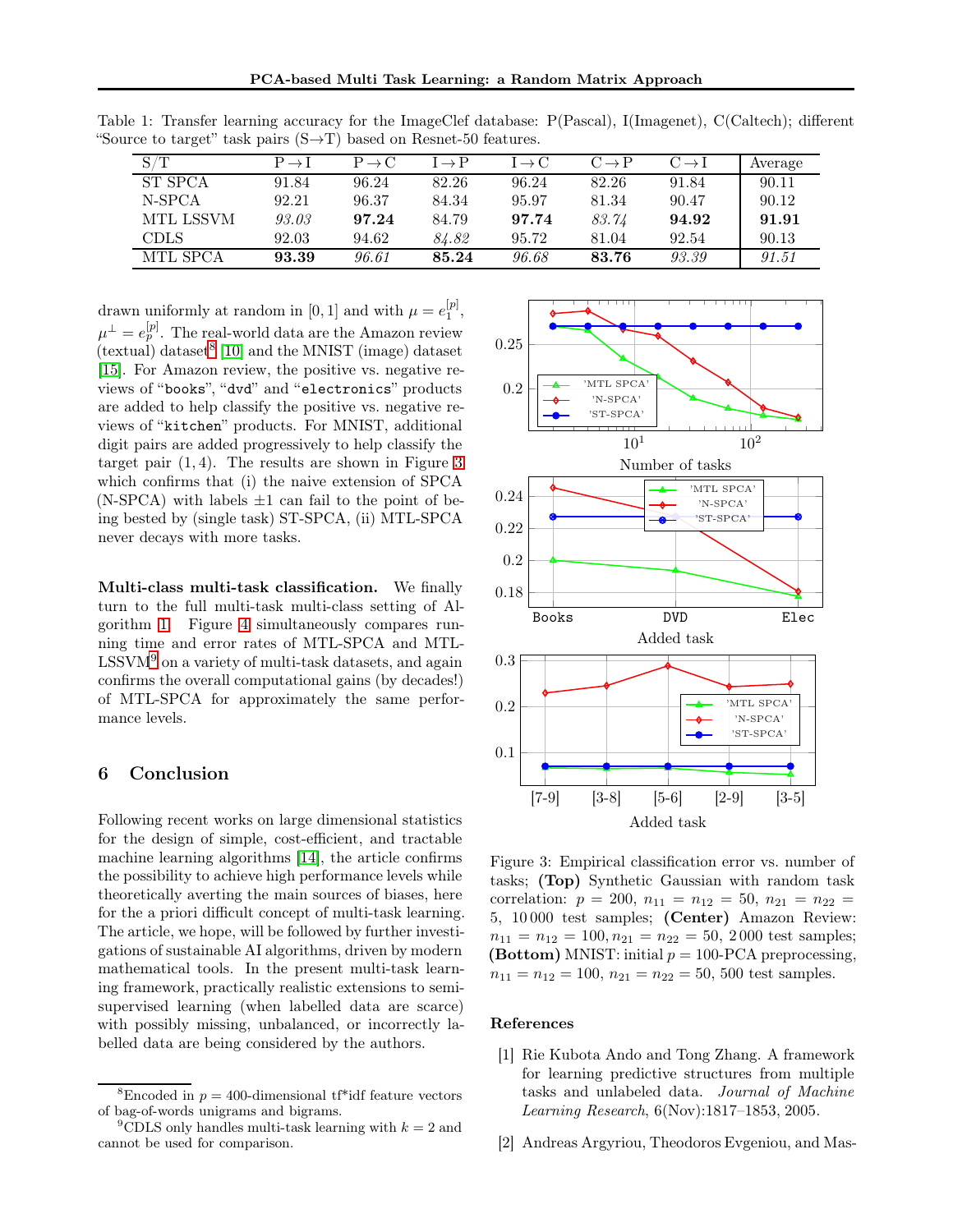Table 1: Transfer learning accuracy for the ImageClef database: P(Pascal), I(Imagenet), C(Caltech); different "Source to target" task pairs (S→T) based on Resnet-50 features.

| S/T | P→I | P→C | I→P | I→C | C→P | C→I | Average |
|---|---|---|---|---|---|---|---|
| ST SPCA | 91.84 | 96.24 | 82.26 | 96.24 | 82.26 | 91.84 | 90.11 |
| N-SPCA | 92.21 | 96.37 | 84.34 | 95.97 | 81.34 | 90.47 | 90.12 |
| MTL LSSVM | *93.03* | **97.24** | 84.79 | **97.74** | *83.74* | **94.92** | **91.91** |
| CDLS | 92.03 | 94.62 | *84.82* | 95.72 | 81.04 | 92.54 | 90.13 |
| MTL SPCA | **93.39** | *96.61* | **85.24** | *96.68* | **83.76** | *93.39* | *91.51* |

drawn uniformly at random in $[0, 1]$ and with $\mu = e_1^{[p]}$, $\mu^\perp = e_p^{[p]}$. The real-world data are the Amazon review (textual) dataset[8] [10] and the MNIST (image) dataset [15]. For Amazon review, the positive vs. negative reviews of "books", "dvd" and "electronics" products are added to help classify the positive vs. negative reviews of "kitchen" products. For MNIST, additional digit pairs are added progressively to help classify the target pair $(1, 4)$. The results are shown in Figure 3 which confirms that (i) the naive extension of SPCA (N-SPCA) with labels $\pm 1$ can fail to the point of being bested by (single task) ST-SPCA, (ii) MTL-SPCA never decays with more tasks.

**Multi-class multi-task classification.** We finally turn to the full multi-task multi-class setting of Algorithm 1. Figure 4 simultaneously compares running time and error rates of MTL-SPCA and MTL-LSSVM[9] on a variety of multi-task datasets, and again confirms the overall computational gains (by decades!) of MTL-SPCA for approximately the same performance levels.

## 6 Conclusion

Following recent works on large dimensional statistics for the design of simple, cost-efficient, and tractable machine learning algorithms [14], the article confirms the possibility to achieve high performance levels while theoretically averting the main sources of biases, here for the a priori difficult concept of multi-task learning. The article, we hope, will be followed by further investigations of sustainable AI algorithms, driven by modern mathematical tools. In the present multi-task learning framework, practically realistic extensions to semi-supervised learning (when labelled data are scarce) with possibly missing, unbalanced, or incorrectly labelled data are being considered by the authors.

Figure 3: Empirical classification error vs. number of tasks; **(Top)** Synthetic Gaussian with random task correlation: $p = 200$, $n_{11} = n_{12} = 50$, $n_{21} = n_{22} = 5$, 10 000 test samples; **(Center)** Amazon Review: $n_{11} = n_{12} = 100, n_{21} = n_{22} = 50$, 2 000 test samples; **(Bottom)** MNIST: initial $p = 100$-PCA preprocessing, $n_{11} = n_{12} = 100$, $n_{21} = n_{22} = 50$, 500 test samples.

[8] Encoded in $p = 400$-dimensional tf*idf feature vectors of bag-of-words unigrams and bigrams.

[9] CDLS only handles multi-task learning with $k = 2$ and cannot be used for comparison.

## References

[1] Rie Kubota Ando and Tong Zhang. A framework for learning predictive structures from multiple tasks and unlabeled data. *Journal of Machine Learning Research*, 6(Nov):1817–1853, 2005.

[2] Andreas Argyriou, Theodoros Evgeniou, and Mas-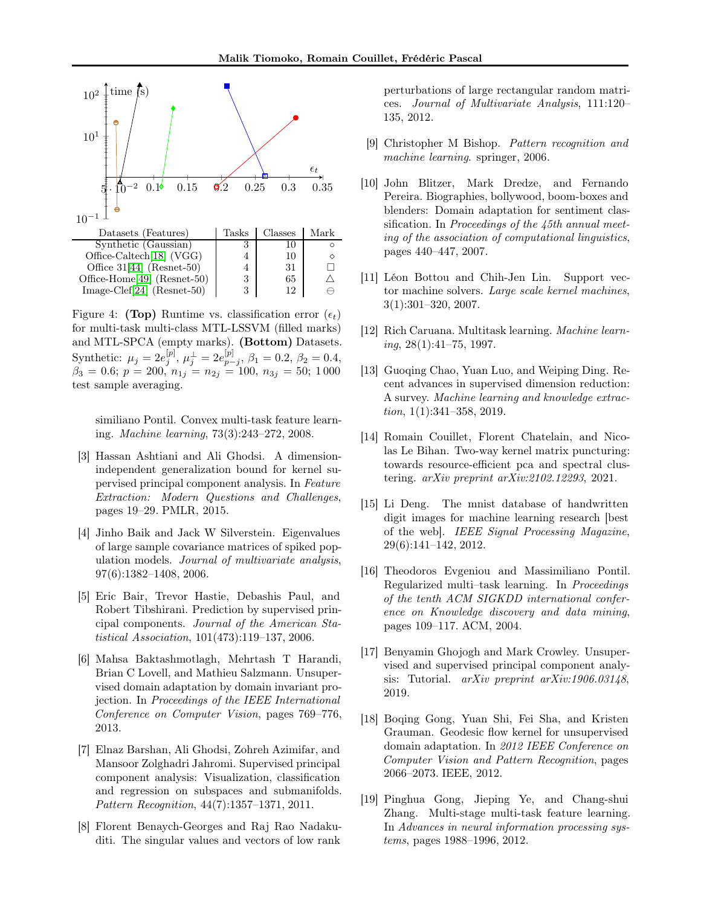| Datasets (Features) | Tasks | Classes | Mark |
|---|---|---|---|
| Synthetic (Gaussian) | 3 | 10 | ○ |
| Office-Caltech[18] (VGG) | 4 | 10 | ◇ |
| Office 31[44] (Resnet-50) | 4 | 31 | □ |
| Office-Home[49] (Resnet-50) | 3 | 65 | △ |
| Image-Clef[24] (Resnet-50) | 3 | 12 | ⊖ |

Figure 4: **(Top)** Runtime vs. classification error ($\epsilon_t$) for multi-task multi-class MTL-LSSVM (filled marks) and MTL-SPCA (empty marks). **(Bottom)** Datasets. Synthetic: $\mu_j = 2e_j^{[p]}$, $\mu_j^\perp = 2e_{p-j}^{[p]}$, $\beta_1 = 0.2$, $\beta_2 = 0.4$, $\beta_3 = 0.6$; $p = 200$, $n_{1j} = n_{2j} = 100$, $n_{3j} = 50$; 1 000 test sample averaging.

similiano Pontil. Convex multi-task feature learning. *Machine learning*, 73(3):243–272, 2008.

[3] Hassan Ashtiani and Ali Ghodsi. A dimension-independent generalization bound for kernel supervised principal component analysis. In *Feature Extraction: Modern Questions and Challenges*, pages 19–29. PMLR, 2015.

[4] Jinho Baik and Jack W Silverstein. Eigenvalues of large sample covariance matrices of spiked population models. *Journal of multivariate analysis*, 97(6):1382–1408, 2006.

[5] Eric Bair, Trevor Hastie, Debashis Paul, and Robert Tibshirani. Prediction by supervised principal components. *Journal of the American Statistical Association*, 101(473):119–137, 2006.

[6] Mahsa Baktashmotlagh, Mehrtash T Harandi, Brian C Lovell, and Mathieu Salzmann. Unsupervised domain adaptation by domain invariant projection. In *Proceedings of the IEEE International Conference on Computer Vision*, pages 769–776, 2013.

[7] Elnaz Barshan, Ali Ghodsi, Zohreh Azimifar, and Mansoor Zolghadri Jahromi. Supervised principal component analysis: Visualization, classification and regression on subspaces and submanifolds. *Pattern Recognition*, 44(7):1357–1371, 2011.

[8] Florent Benaych-Georges and Raj Rao Nadakuditi. The singular values and vectors of low rank perturbations of large rectangular random matrices. *Journal of Multivariate Analysis*, 111:120–135, 2012.

[9] Christopher M Bishop. *Pattern recognition and machine learning*. springer, 2006.

[10] John Blitzer, Mark Dredze, and Fernando Pereira. Biographies, bollywood, boom-boxes and blenders: Domain adaptation for sentiment classification. In *Proceedings of the 45th annual meeting of the association of computational linguistics*, pages 440–447, 2007.

[11] Léon Bottou and Chih-Jen Lin. Support vector machine solvers. *Large scale kernel machines*, 3(1):301–320, 2007.

[12] Rich Caruana. Multitask learning. *Machine learning*, 28(1):41–75, 1997.

[13] Guoqing Chao, Yuan Luo, and Weiping Ding. Recent advances in supervised dimension reduction: A survey. *Machine learning and knowledge extraction*, 1(1):341–358, 2019.

[14] Romain Couillet, Florent Chatelain, and Nicolas Le Bihan. Two-way kernel matrix puncturing: towards resource-efficient pca and spectral clustering. *arXiv preprint arXiv:2102.12293*, 2021.

[15] Li Deng. The mnist database of handwritten digit images for machine learning research [best of the web]. *IEEE Signal Processing Magazine*, 29(6):141–142, 2012.

[16] Theodoros Evgeniou and Massimiliano Pontil. Regularized multi–task learning. In *Proceedings of the tenth ACM SIGKDD international conference on Knowledge discovery and data mining*, pages 109–117. ACM, 2004.

[17] Benyamin Ghojogh and Mark Crowley. Unsupervised and supervised principal component analysis: Tutorial. *arXiv preprint arXiv:1906.03148*, 2019.

[18] Boqing Gong, Yuan Shi, Fei Sha, and Kristen Grauman. Geodesic flow kernel for unsupervised domain adaptation. In *2012 IEEE Conference on Computer Vision and Pattern Recognition*, pages 2066–2073. IEEE, 2012.

[19] Pinghua Gong, Jieping Ye, and Chang-shui Zhang. Multi-stage multi-task feature learning. In *Advances in neural information processing systems*, pages 1988–1996, 2012.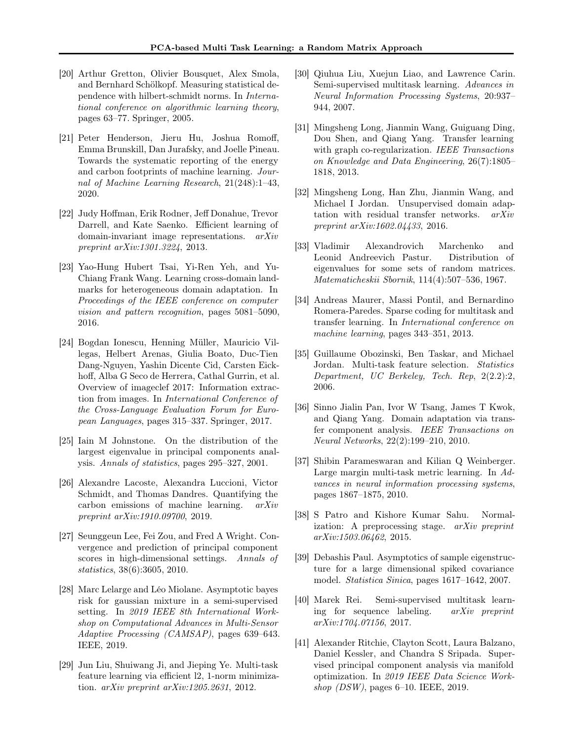[20] Arthur Gretton, Olivier Bousquet, Alex Smola, and Bernhard Schölkopf. Measuring statistical dependence with hilbert-schmidt norms. In *International conference on algorithmic learning theory*, pages 63–77. Springer, 2005.

[21] Peter Henderson, Jieru Hu, Joshua Romoff, Emma Brunskill, Dan Jurafsky, and Joelle Pineau. Towards the systematic reporting of the energy and carbon footprints of machine learning. *Journal of Machine Learning Research*, 21(248):1–43, 2020.

[22] Judy Hoffman, Erik Rodner, Jeff Donahue, Trevor Darrell, and Kate Saenko. Efficient learning of domain-invariant image representations. *arXiv preprint arXiv:1301.3224*, 2013.

[23] Yao-Hung Hubert Tsai, Yi-Ren Yeh, and Yu-Chiang Frank Wang. Learning cross-domain landmarks for heterogeneous domain adaptation. In *Proceedings of the IEEE conference on computer vision and pattern recognition*, pages 5081–5090, 2016.

[24] Bogdan Ionescu, Henning Müller, Mauricio Villegas, Helbert Arenas, Giulia Boato, Duc-Tien Dang-Nguyen, Yashin Dicente Cid, Carsten Eickhoff, Alba G Seco de Herrera, Cathal Gurrin, et al. Overview of imageclef 2017: Information extraction from images. In *International Conference of the Cross-Language Evaluation Forum for European Languages*, pages 315–337. Springer, 2017.

[25] Iain M Johnstone. On the distribution of the largest eigenvalue in principal components analysis. *Annals of statistics*, pages 295–327, 2001.

[26] Alexandre Lacoste, Alexandra Luccioni, Victor Schmidt, and Thomas Dandres. Quantifying the carbon emissions of machine learning. *arXiv preprint arXiv:1910.09700*, 2019.

[27] Seunggeun Lee, Fei Zou, and Fred A Wright. Convergence and prediction of principal component scores in high-dimensional settings. *Annals of statistics*, 38(6):3605, 2010.

[28] Marc Lelarge and Léo Miolane. Asymptotic bayes risk for gaussian mixture in a semi-supervised setting. In *2019 IEEE 8th International Workshop on Computational Advances in Multi-Sensor Adaptive Processing (CAMSAP)*, pages 639–643. IEEE, 2019.

[29] Jun Liu, Shuiwang Ji, and Jieping Ye. Multi-task feature learning via efficient l2, 1-norm minimization. *arXiv preprint arXiv:1205.2631*, 2012.

[30] Qiuhua Liu, Xuejun Liao, and Lawrence Carin. Semi-supervised multitask learning. *Advances in Neural Information Processing Systems*, 20:937–944, 2007.

[31] Mingsheng Long, Jianmin Wang, Guiguang Ding, Dou Shen, and Qiang Yang. Transfer learning with graph co-regularization. *IEEE Transactions on Knowledge and Data Engineering*, 26(7):1805–1818, 2013.

[32] Mingsheng Long, Han Zhu, Jianmin Wang, and Michael I Jordan. Unsupervised domain adaptation with residual transfer networks. *arXiv preprint arXiv:1602.04433*, 2016.

[33] Vladimir Alexandrovich Marchenko and Leonid Andreevich Pastur. Distribution of eigenvalues for some sets of random matrices. *Matematicheskii Sbornik*, 114(4):507–536, 1967.

[34] Andreas Maurer, Massi Pontil, and Bernardino Romera-Paredes. Sparse coding for multitask and transfer learning. In *International conference on machine learning*, pages 343–351, 2013.

[35] Guillaume Obozinski, Ben Taskar, and Michael Jordan. Multi-task feature selection. *Statistics Department, UC Berkeley, Tech. Rep*, 2(2.2):2, 2006.

[36] Sinno Jialin Pan, Ivor W Tsang, James T Kwok, and Qiang Yang. Domain adaptation via transfer component analysis. *IEEE Transactions on Neural Networks*, 22(2):199–210, 2010.

[37] Shibin Parameswaran and Kilian Q Weinberger. Large margin multi-task metric learning. In *Advances in neural information processing systems*, pages 1867–1875, 2010.

[38] S Patro and Kishore Kumar Sahu. Normalization: A preprocessing stage. *arXiv preprint arXiv:1503.06462*, 2015.

[39] Debashis Paul. Asymptotics of sample eigenstructure for a large dimensional spiked covariance model. *Statistica Sinica*, pages 1617–1642, 2007.

[40] Marek Rei. Semi-supervised multitask learning for sequence labeling. *arXiv preprint arXiv:1704.07156*, 2017.

[41] Alexander Ritchie, Clayton Scott, Laura Balzano, Daniel Kessler, and Chandra S Sripada. Supervised principal component analysis via manifold optimization. In *2019 IEEE Data Science Workshop (DSW)*, pages 6–10. IEEE, 2019.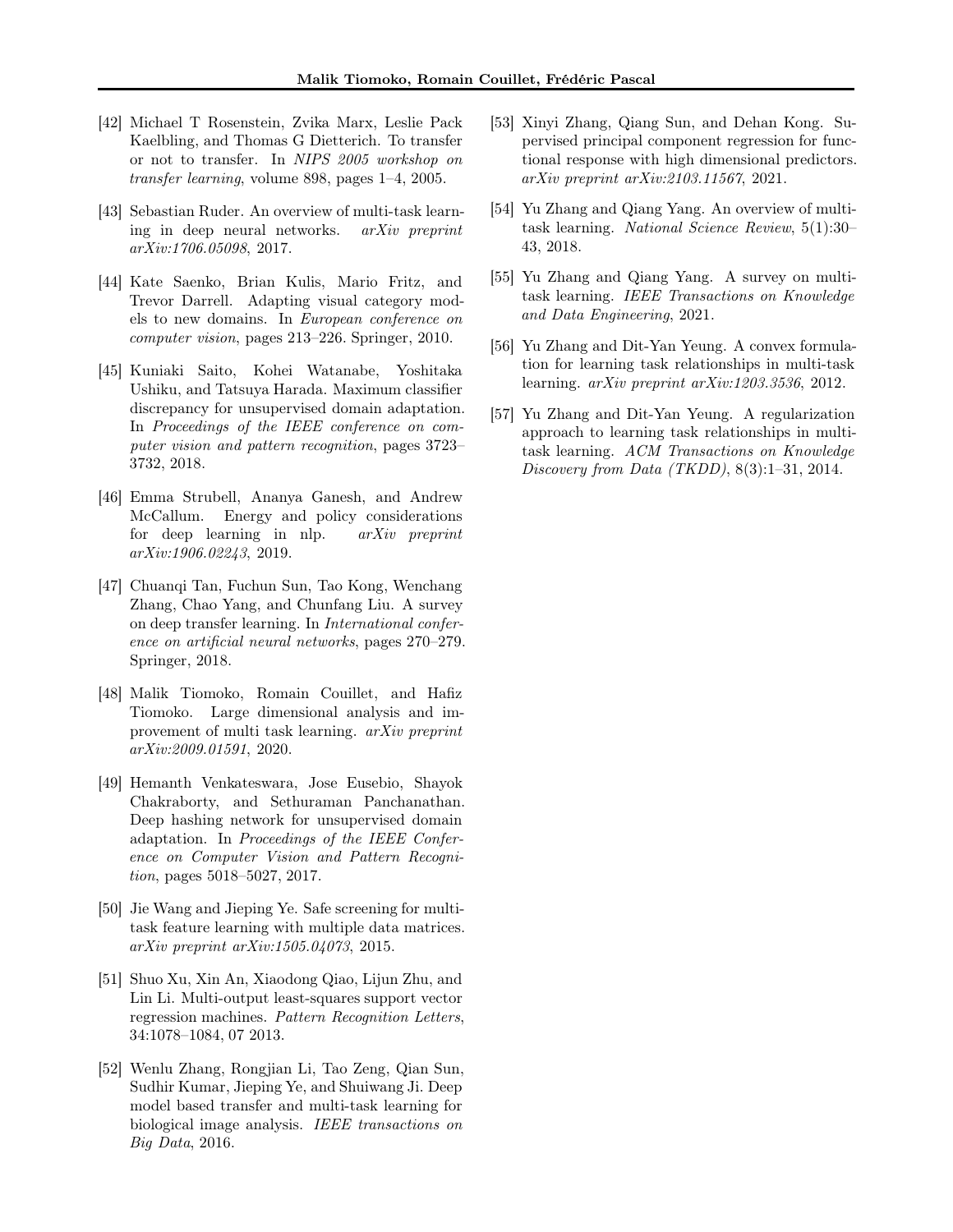[42] Michael T Rosenstein, Zvika Marx, Leslie Pack Kaelbling, and Thomas G Dietterich. To transfer or not to transfer. In *NIPS 2005 workshop on transfer learning*, volume 898, pages 1–4, 2005.

[43] Sebastian Ruder. An overview of multi-task learning in deep neural networks. *arXiv preprint arXiv:1706.05098*, 2017.

[44] Kate Saenko, Brian Kulis, Mario Fritz, and Trevor Darrell. Adapting visual category models to new domains. In *European conference on computer vision*, pages 213–226. Springer, 2010.

[45] Kuniaki Saito, Kohei Watanabe, Yoshitaka Ushiku, and Tatsuya Harada. Maximum classifier discrepancy for unsupervised domain adaptation. In *Proceedings of the IEEE conference on computer vision and pattern recognition*, pages 3723–3732, 2018.

[46] Emma Strubell, Ananya Ganesh, and Andrew McCallum. Energy and policy considerations for deep learning in nlp. *arXiv preprint arXiv:1906.02243*, 2019.

[47] Chuanqi Tan, Fuchun Sun, Tao Kong, Wenchang Zhang, Chao Yang, and Chunfang Liu. A survey on deep transfer learning. In *International conference on artificial neural networks*, pages 270–279. Springer, 2018.

[48] Malik Tiomoko, Romain Couillet, and Hafiz Tiomoko. Large dimensional analysis and improvement of multi task learning. *arXiv preprint arXiv:2009.01591*, 2020.

[49] Hemanth Venkateswara, Jose Eusebio, Shayok Chakraborty, and Sethuraman Panchanathan. Deep hashing network for unsupervised domain adaptation. In *Proceedings of the IEEE Conference on Computer Vision and Pattern Recognition*, pages 5018–5027, 2017.

[50] Jie Wang and Jieping Ye. Safe screening for multitask feature learning with multiple data matrices. *arXiv preprint arXiv:1505.04073*, 2015.

[51] Shuo Xu, Xin An, Xiaodong Qiao, Lijun Zhu, and Lin Li. Multi-output least-squares support vector regression machines. *Pattern Recognition Letters*, 34:1078–1084, 07 2013.

[52] Wenlu Zhang, Rongjian Li, Tao Zeng, Qian Sun, Sudhir Kumar, Jieping Ye, and Shuiwang Ji. Deep model based transfer and multi-task learning for biological image analysis. *IEEE transactions on Big Data*, 2016.

[53] Xinyi Zhang, Qiang Sun, and Dehan Kong. Supervised principal component regression for functional response with high dimensional predictors. *arXiv preprint arXiv:2103.11567*, 2021.

[54] Yu Zhang and Qiang Yang. An overview of multitask learning. *National Science Review*, 5(1):30–43, 2018.

[55] Yu Zhang and Qiang Yang. A survey on multitask learning. *IEEE Transactions on Knowledge and Data Engineering*, 2021.

[56] Yu Zhang and Dit-Yan Yeung. A convex formulation for learning task relationships in multi-task learning. *arXiv preprint arXiv:1203.3536*, 2012.

[57] Yu Zhang and Dit-Yan Yeung. A regularization approach to learning task relationships in multitask learning. *ACM Transactions on Knowledge Discovery from Data (TKDD)*, 8(3):1–31, 2014.